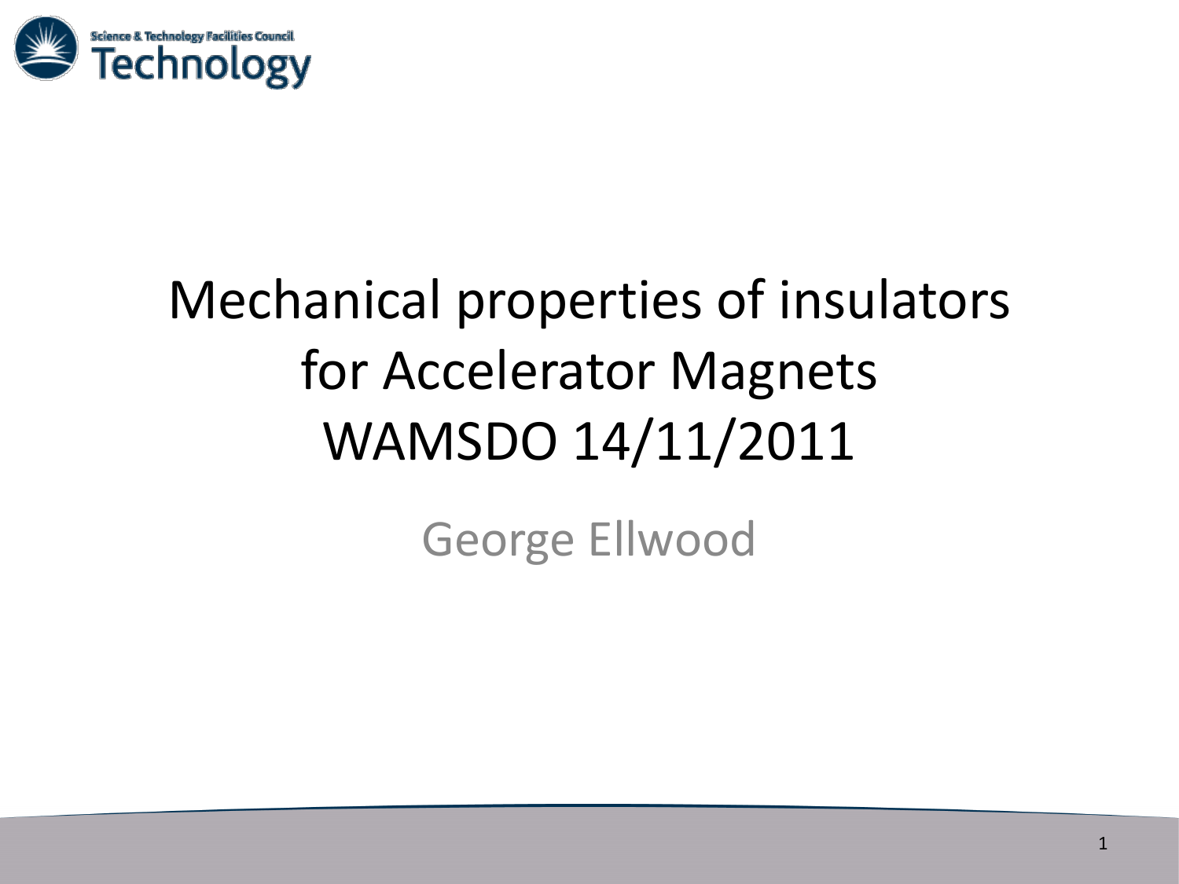Science & Technology Facilities Council
Technology

# Mechanical properties of insulators for Accelerator Magnets WAMSDO 14/11/2011

George Ellwood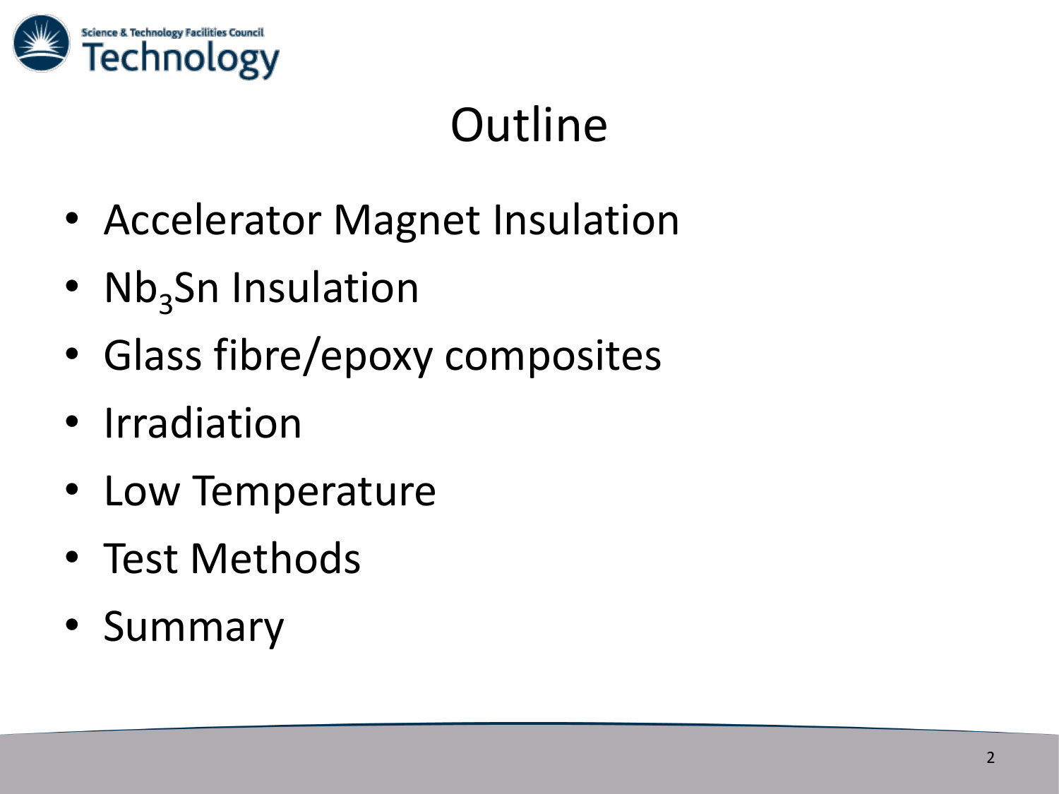# Outline

- Accelerator Magnet Insulation
- $Nb_3Sn$ Insulation
- Glass fibre/epoxy composites
- Irradiation
- Low Temperature
- Test Methods
- Summary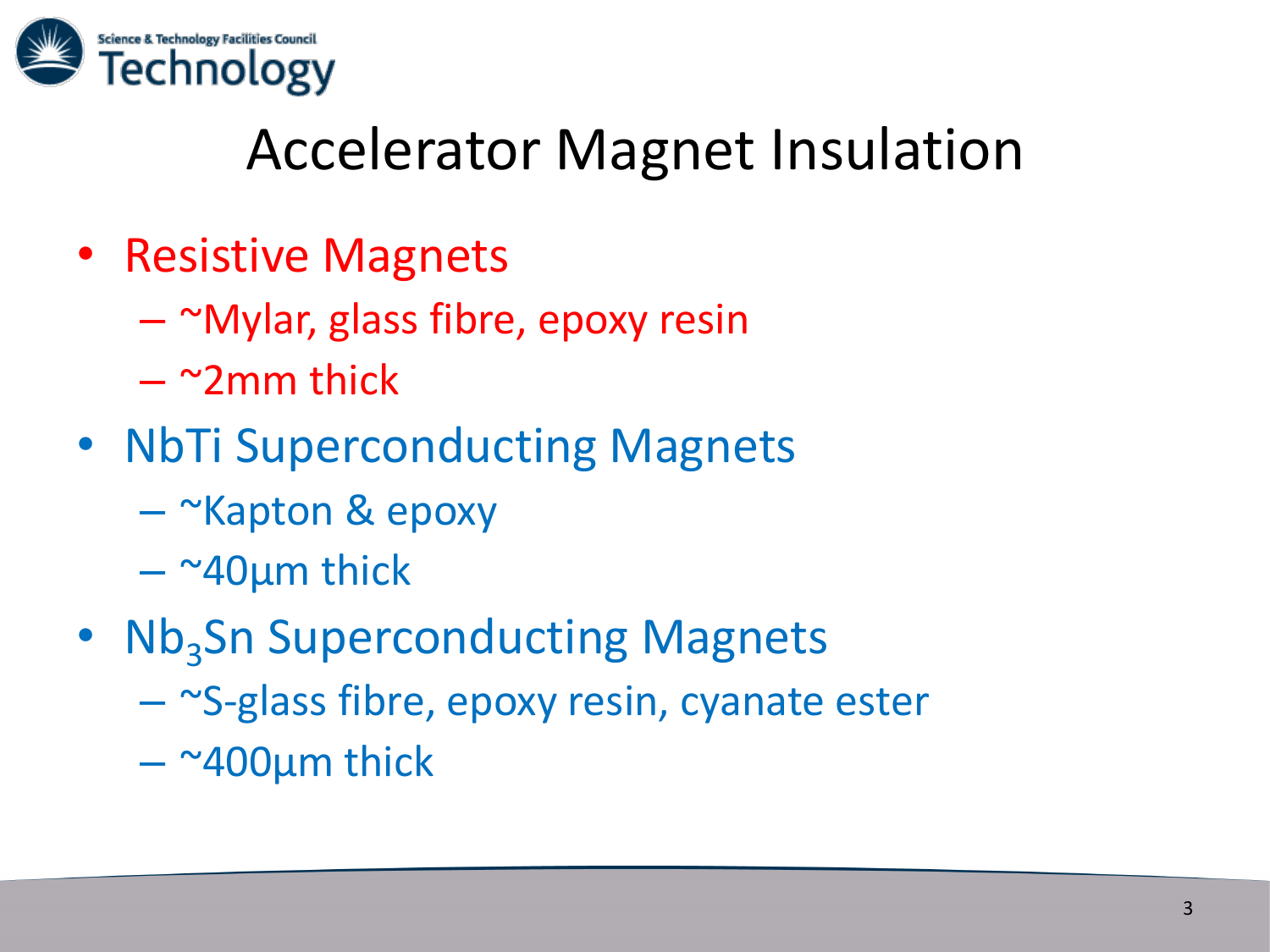# Accelerator Magnet Insulation

- Resistive Magnets
  - ~Mylar, glass fibre, epoxy resin
  - ~2mm thick
- NbTi Superconducting Magnets
  - ~Kapton & epoxy
  - ~40µm thick
- $Nb_3Sn$ Superconducting Magnets
  - ~S-glass fibre, epoxy resin, cyanate ester
  - ~400µm thick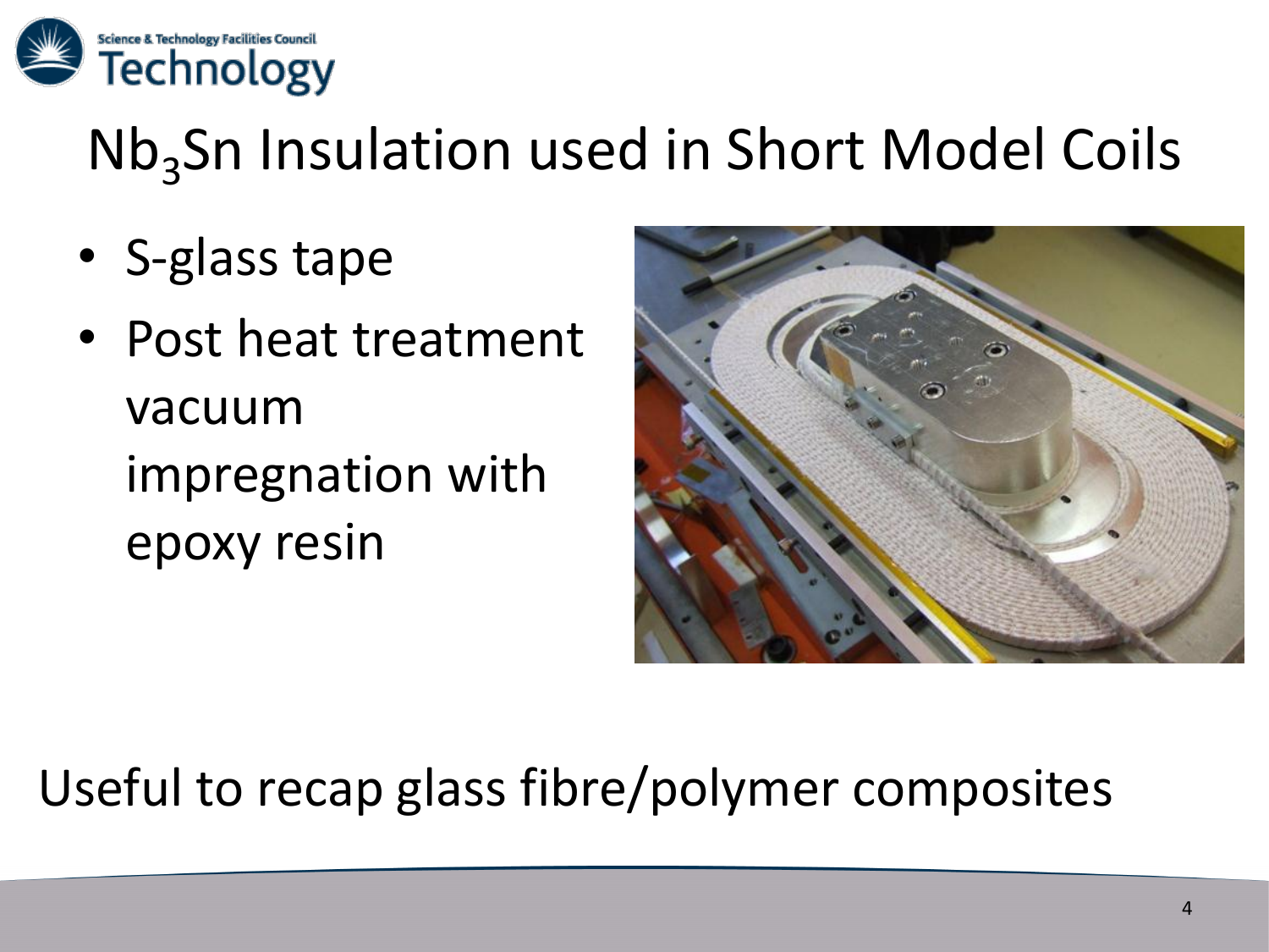# $Nb_3Sn$ Insulation used in Short Model Coils

- S-glass tape
- Post heat treatment vacuum impregnation with epoxy resin

Useful to recap glass fibre/polymer composites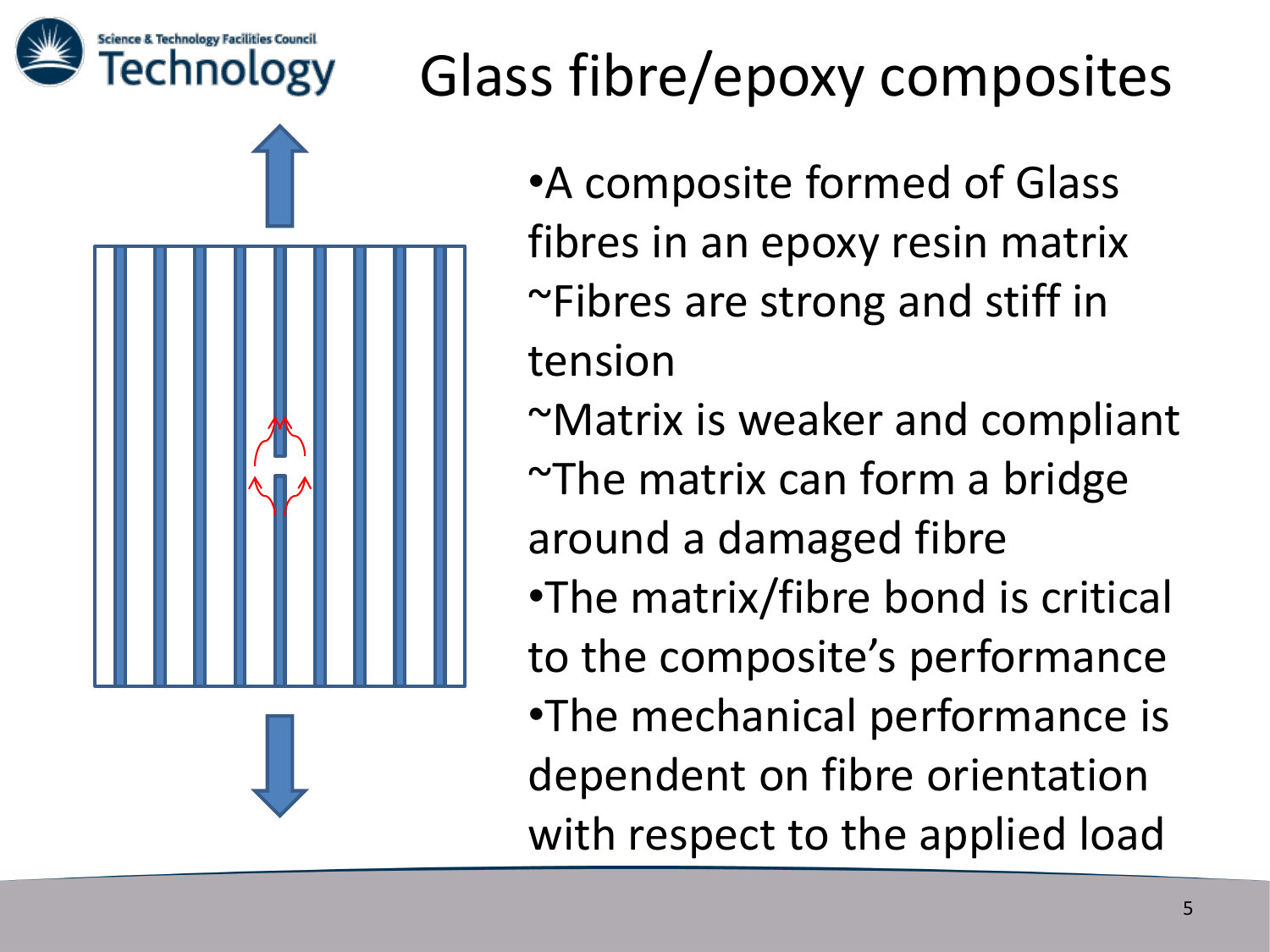# Glass fibre/epoxy composites

- A composite formed of Glass fibres in an epoxy resin matrix
  - ~Fibres are strong and stiff in tension
  - ~Matrix is weaker and compliant
  - ~The matrix can form a bridge around a damaged fibre
- The matrix/fibre bond is critical to the composite's performance
- The mechanical performance is dependent on fibre orientation with respect to the applied load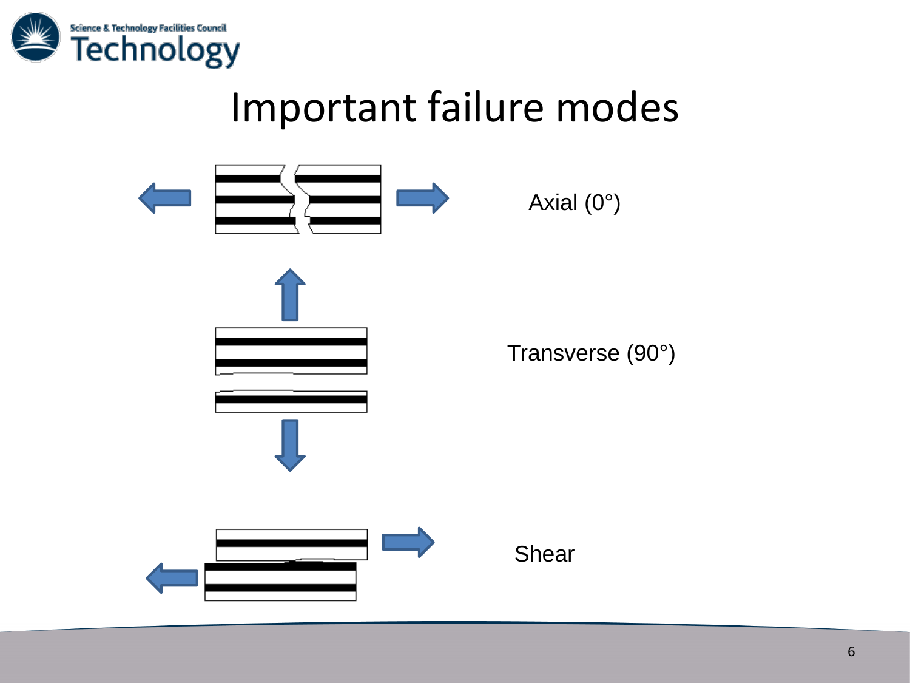# Important failure modes

Axial (0°)

Transverse (90°)

Shear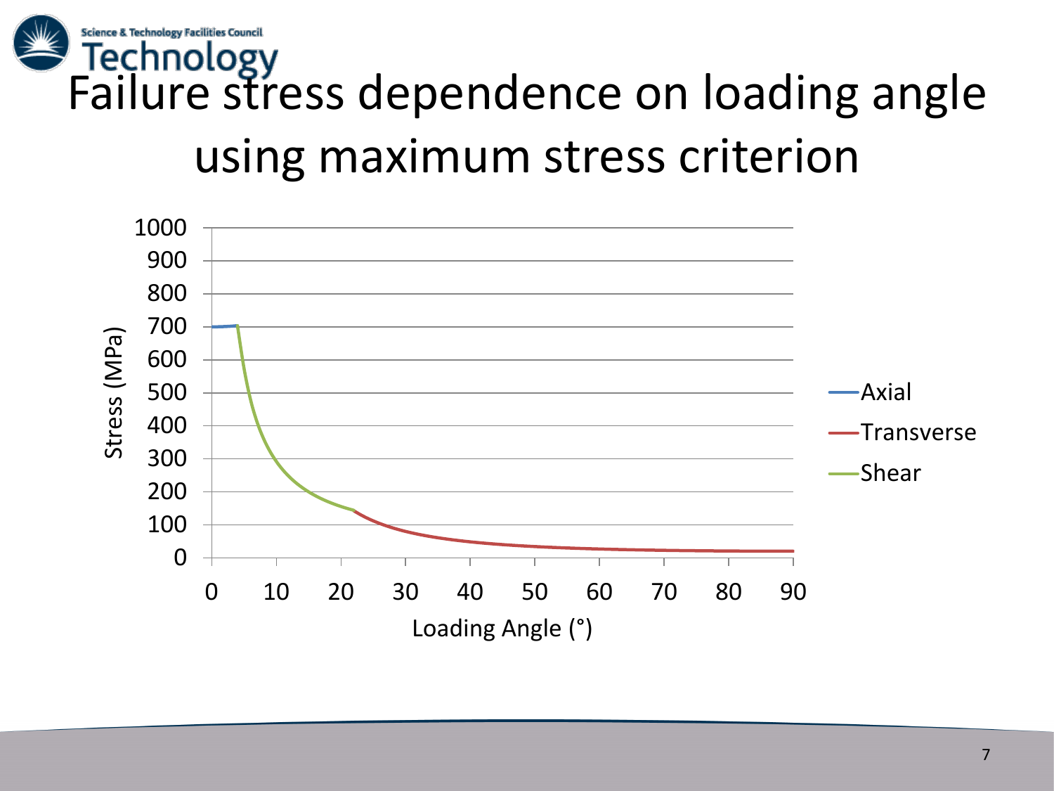# Failure stress dependence on loading angle using maximum stress criterion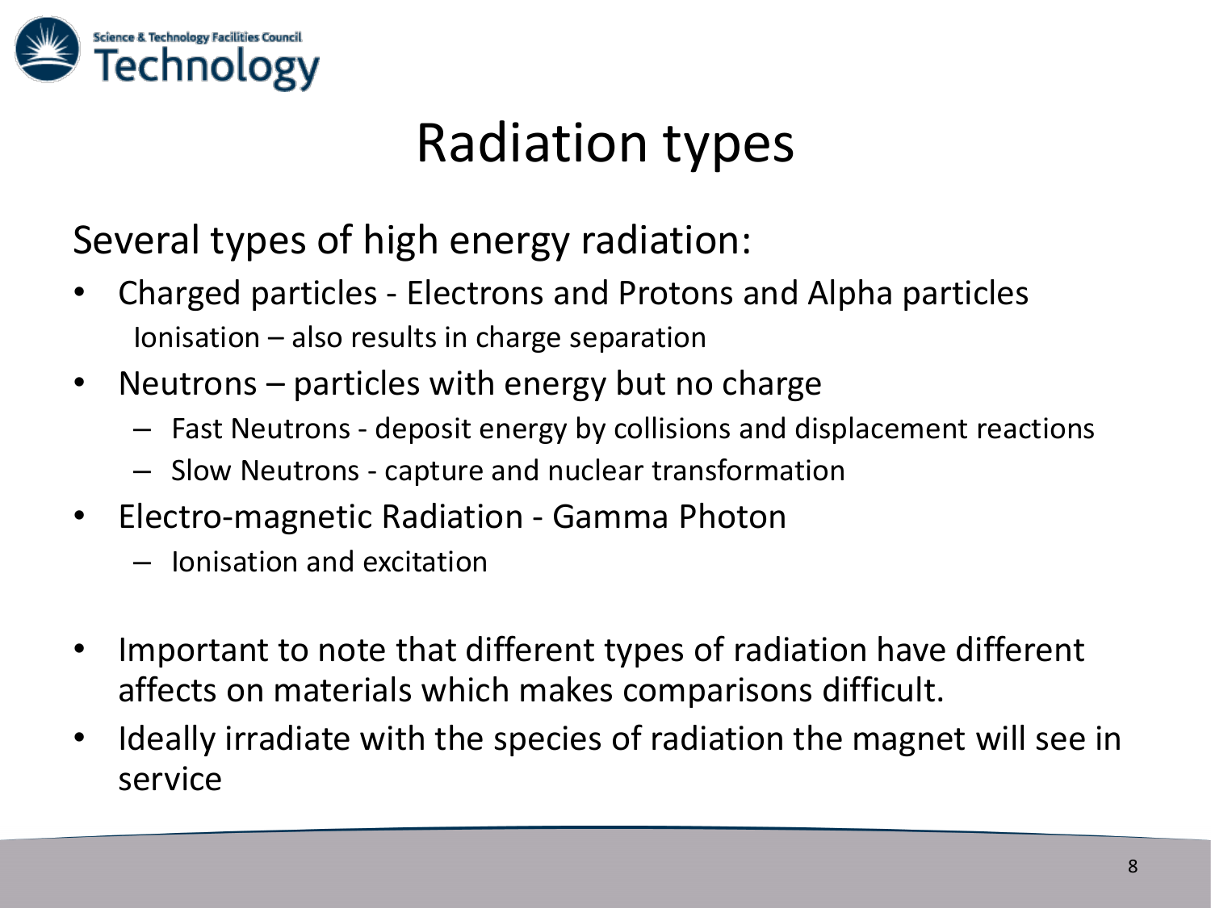# Radiation types

Several types of high energy radiation:

- Charged particles - Electrons and Protons and Alpha particles
  Ionisation – also results in charge separation
- Neutrons – particles with energy but no charge
  - Fast Neutrons - deposit energy by collisions and displacement reactions
  - Slow Neutrons - capture and nuclear transformation
- Electro-magnetic Radiation - Gamma Photon
  - Ionisation and excitation

- Important to note that different types of radiation have different affects on materials which makes comparisons difficult.
- Ideally irradiate with the species of radiation the magnet will see in service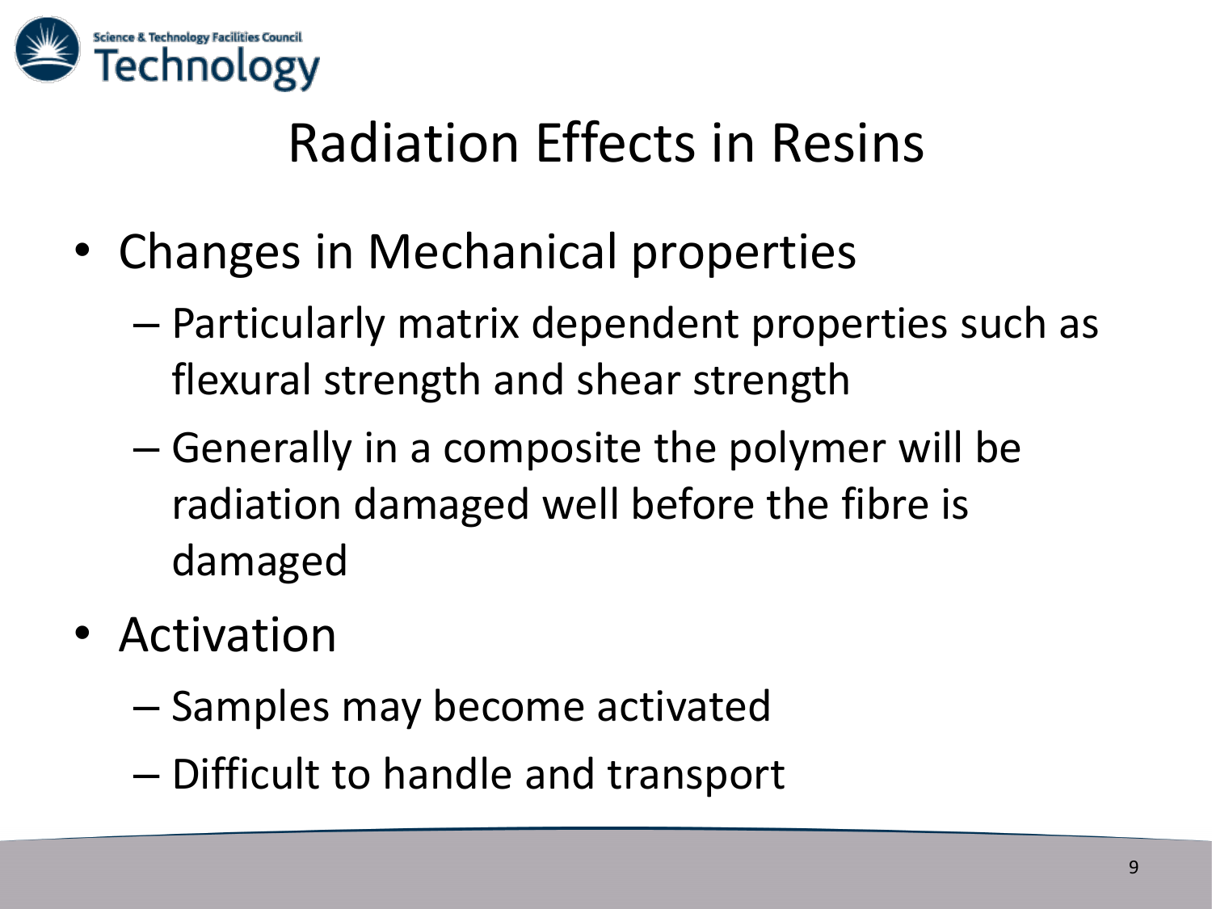# Radiation Effects in Resins

- Changes in Mechanical properties
  - Particularly matrix dependent properties such as flexural strength and shear strength
  - Generally in a composite the polymer will be radiation damaged well before the fibre is damaged
- Activation
  - Samples may become activated
  - Difficult to handle and transport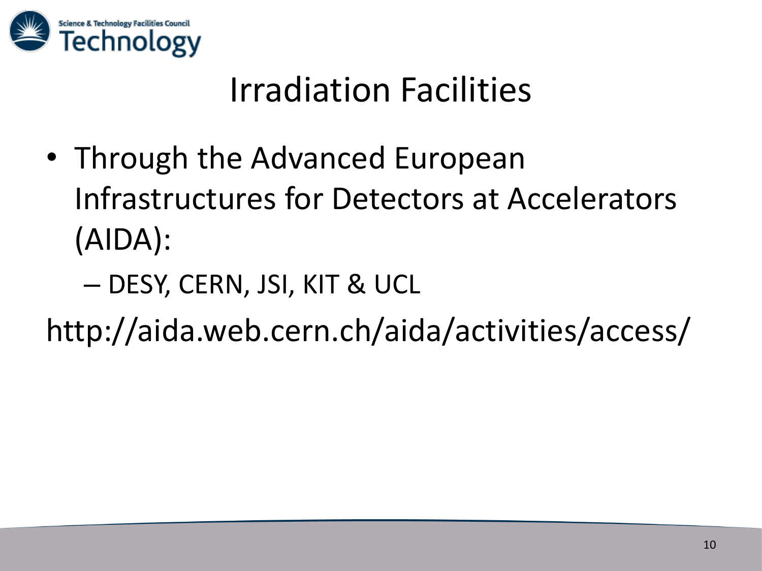# Irradiation Facilities

- Through the Advanced European Infrastructures for Detectors at Accelerators (AIDA):
  - DESY, CERN, JSI, KIT & UCL

http://aida.web.cern.ch/aida/activities/access/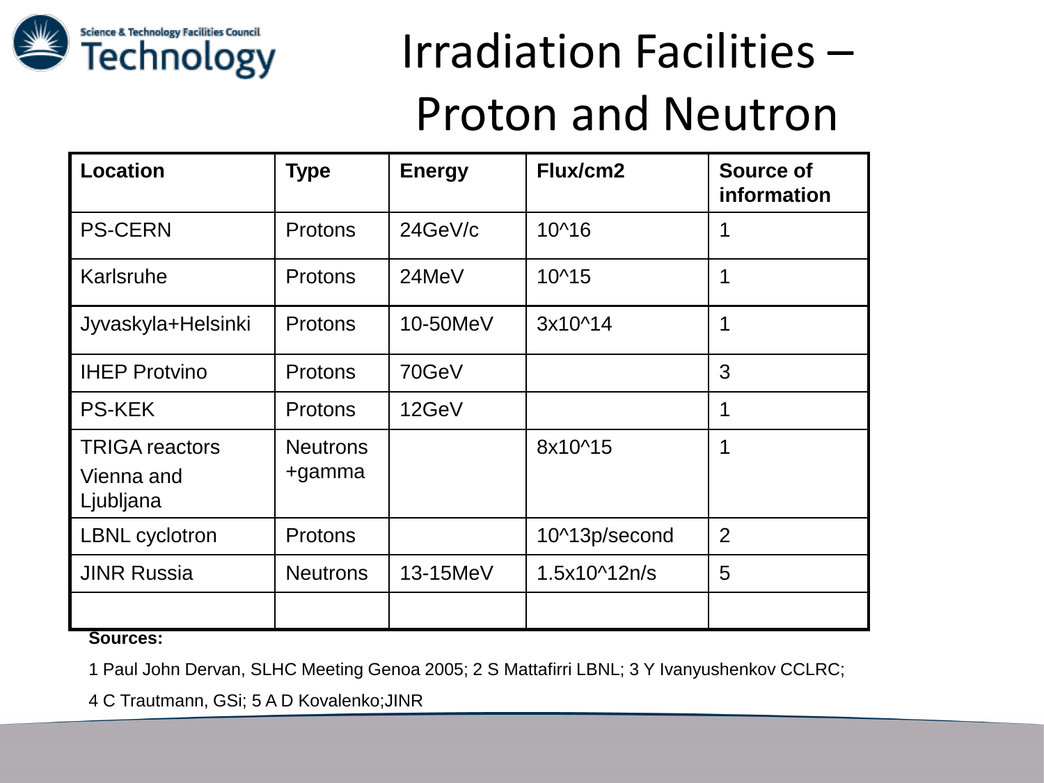# Irradiation Facilities – Proton and Neutron

| Location | Type | Energy | Flux/cm2 | Source of information |
|---|---|---|---|---|
| PS-CERN | Protons | 24GeV/c | 10^16 | 1 |
| Karlsruhe | Protons | 24MeV | 10^15 | 1 |
| Jyvaskyla+Helsinki | Protons | 10-50MeV | 3x10^14 | 1 |
| IHEP Protvino | Protons | 70GeV | | 3 |
| PS-KEK | Protons | 12GeV | | 1 |
| TRIGA reactors Vienna and Ljubljana | Neutrons +gamma | | 8x10^15 | 1 |
| LBNL cyclotron | Protons | | 10^13p/second | 2 |
| JINR Russia | Neutrons | 13-15MeV | 1.5x10^12n/s | 5 |
| | | | | |

**Sources:**

1 Paul John Dervan, SLHC Meeting Genoa 2005; 2 S Mattafirri LBNL; 3 Y Ivanyushenkov CCLRC;

4 C Trautmann, GSi; 5 A D Kovalenko;JINR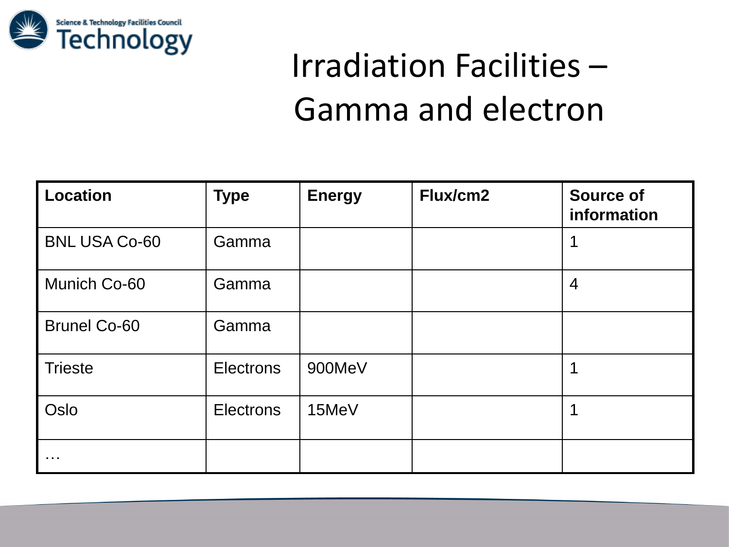# Irradiation Facilities – Gamma and electron

| Location | Type | Energy | Flux/cm2 | Source of information |
|---|---|---|---|---|
| BNL USA Co-60 | Gamma | | | 1 |
| Munich Co-60 | Gamma | | | 4 |
| Brunel Co-60 | Gamma | | | |
| Trieste | Electrons | 900MeV | | 1 |
| Oslo | Electrons | 15MeV | | 1 |
| … | | | | |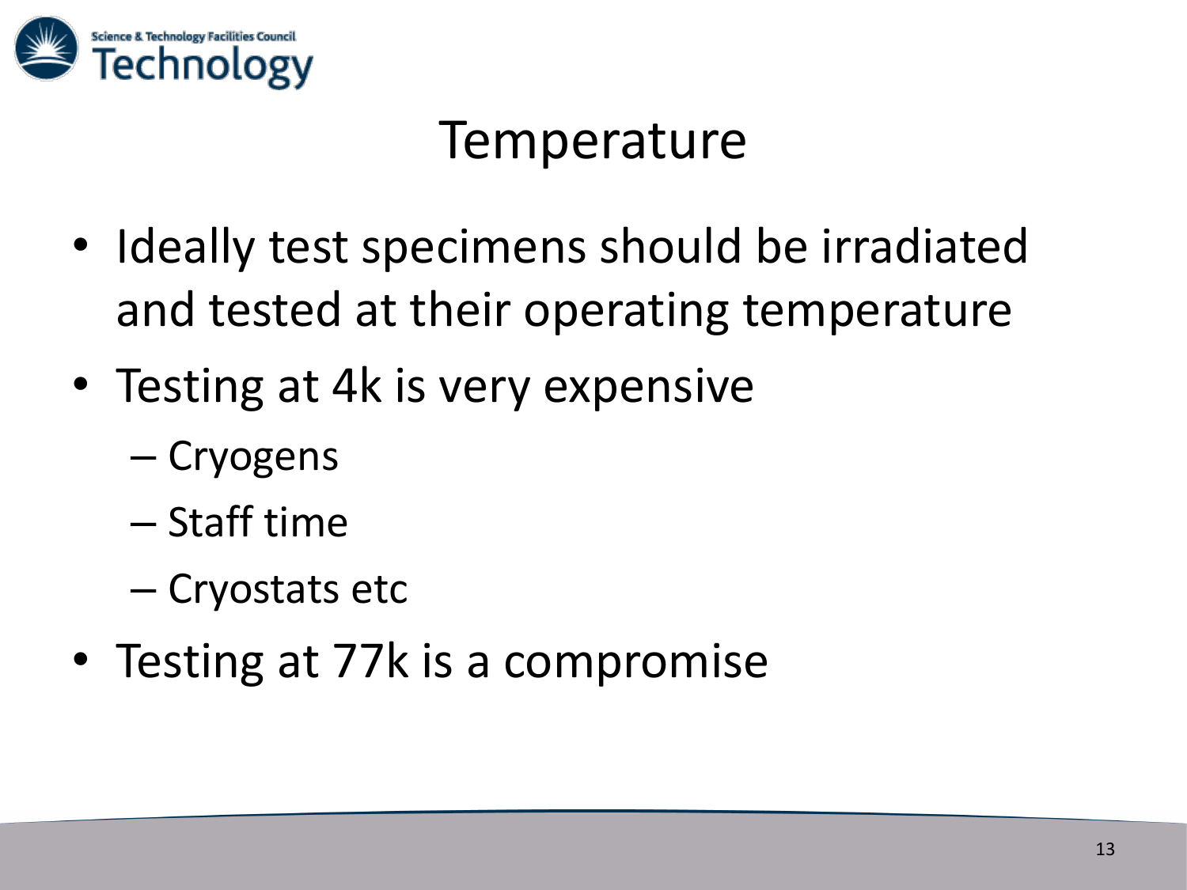# Temperature

- Ideally test specimens should be irradiated and tested at their operating temperature
- Testing at 4k is very expensive
  - Cryogens
  - Staff time
  - Cryostats etc
- Testing at 77k is a compromise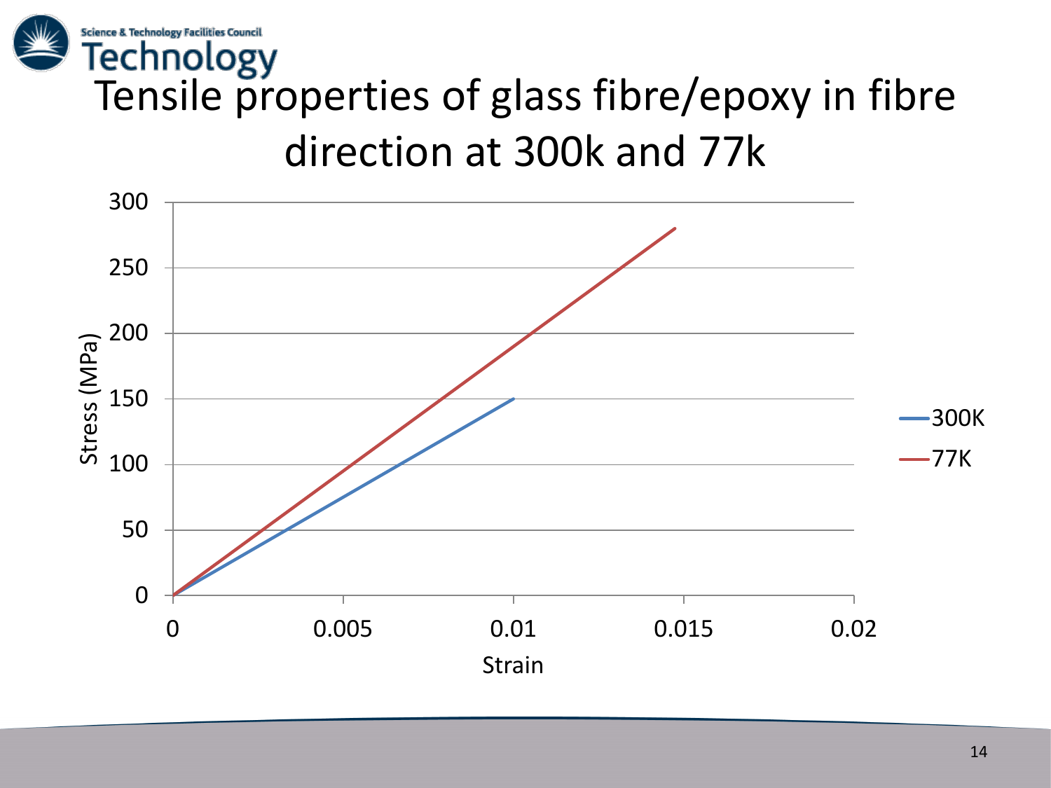# Tensile properties of glass fibre/epoxy in fibre direction at 300k and 77k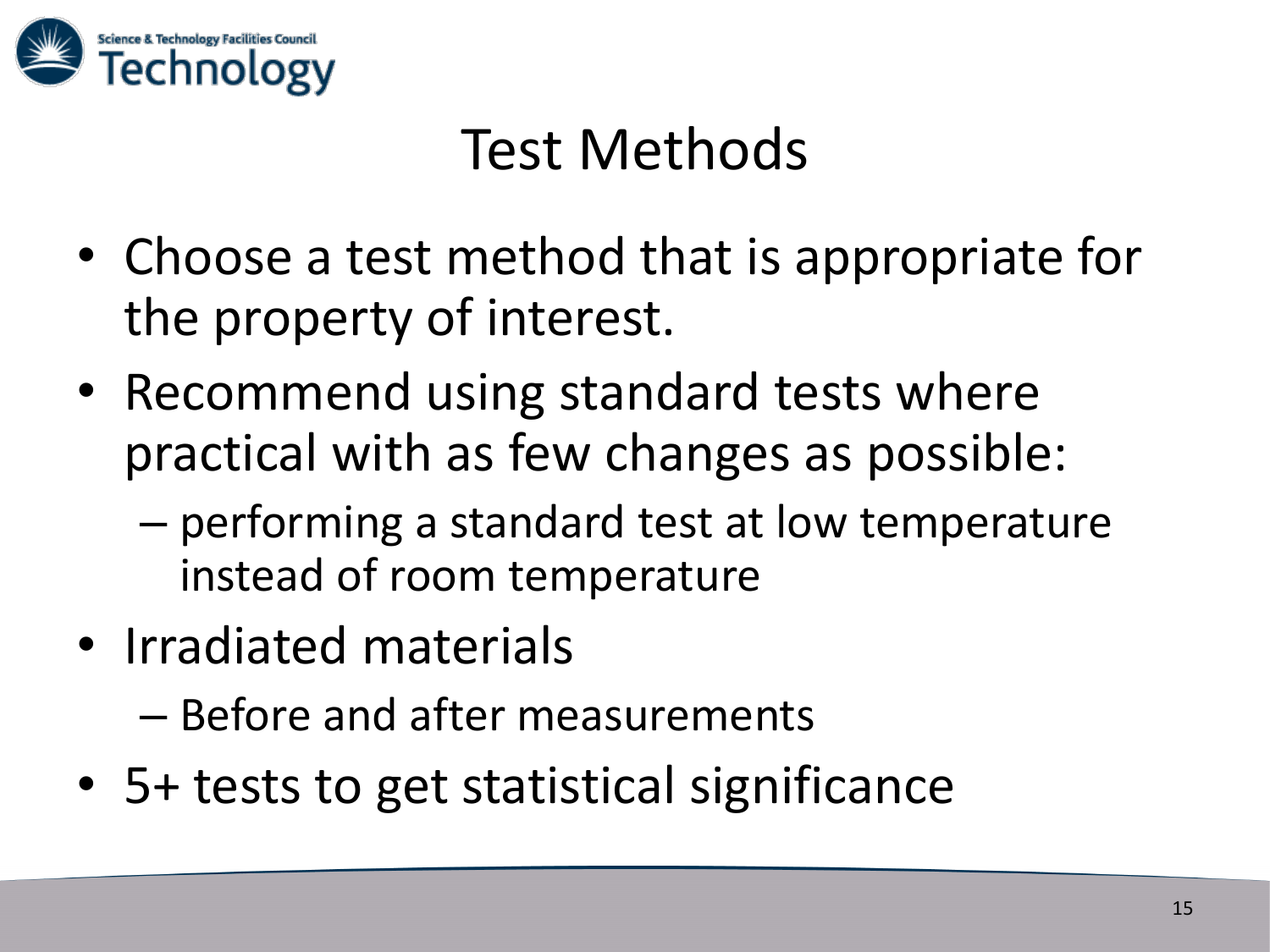# Test Methods

- Choose a test method that is appropriate for the property of interest.
- Recommend using standard tests where practical with as few changes as possible:
  - performing a standard test at low temperature instead of room temperature
- Irradiated materials
  - Before and after measurements
- 5+ tests to get statistical significance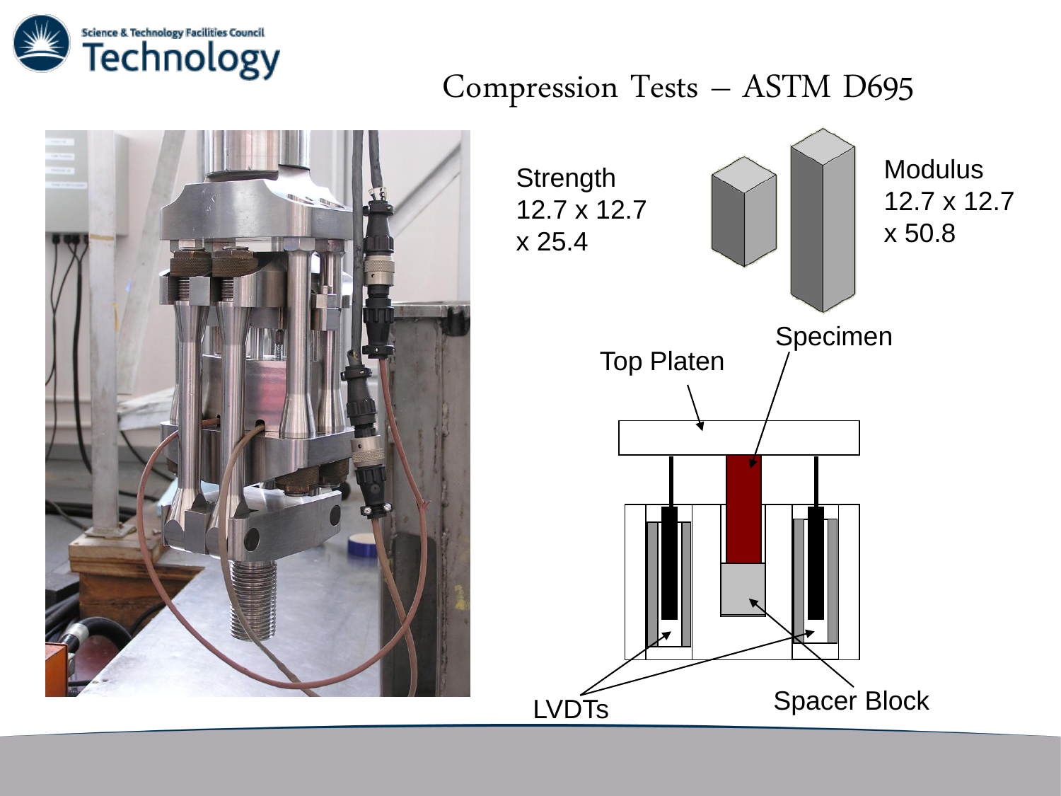# Compression Tests – ASTM D695

Strength
12.7 x 12.7
x 25.4

Modulus
12.7 x 12.7
x 50.8

Specimen

Top Platen

LVDTs

Spacer Block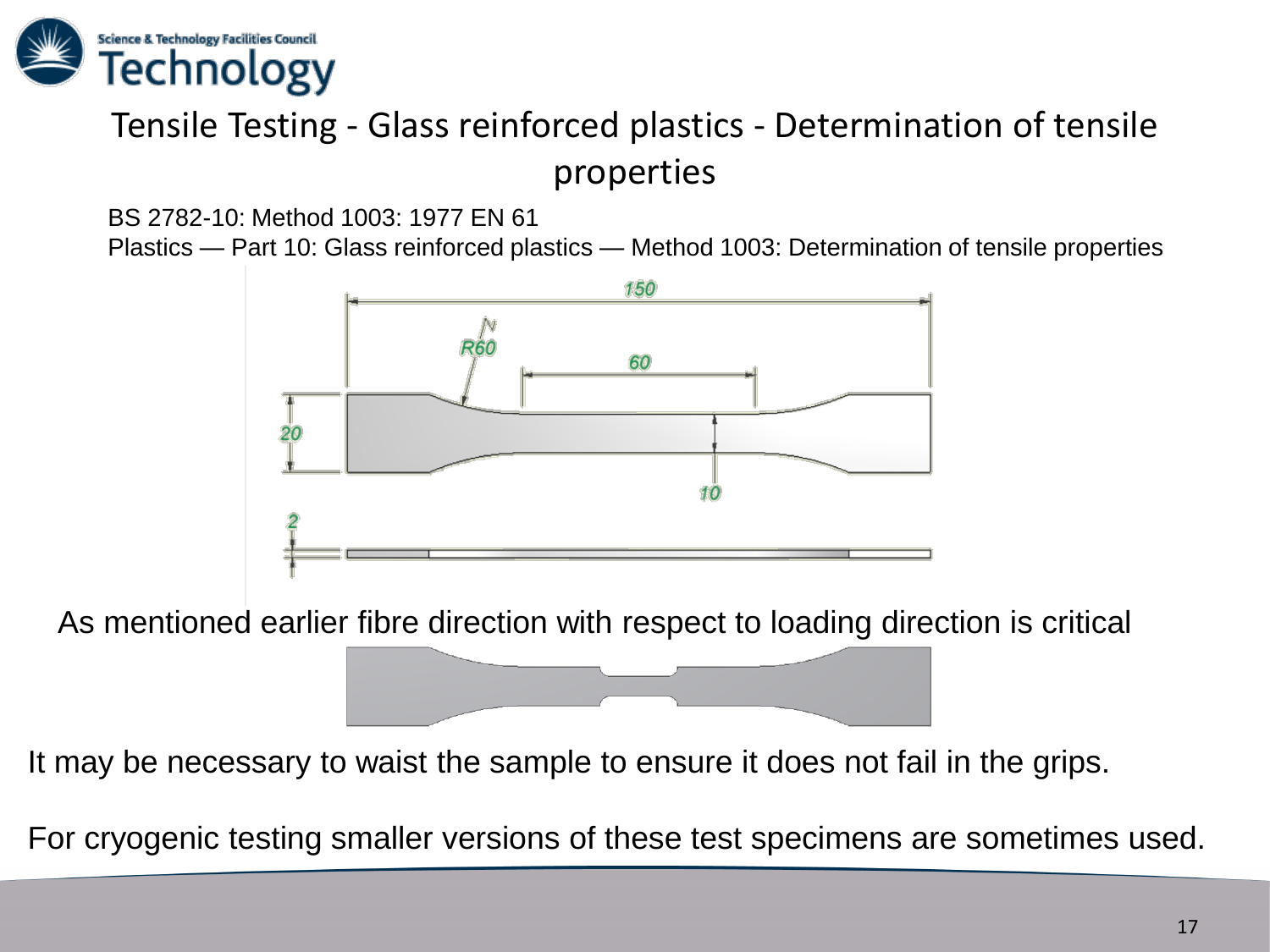# Tensile Testing - Glass reinforced plastics - Determination of tensile properties

BS 2782-10: Method 1003: 1977 EN 61

Plastics — Part 10: Glass reinforced plastics — Method 1003: Determination of tensile properties

As mentioned earlier fibre direction with respect to loading direction is critical

It may be necessary to waist the sample to ensure it does not fail in the grips.

For cryogenic testing smaller versions of these test specimens are sometimes used.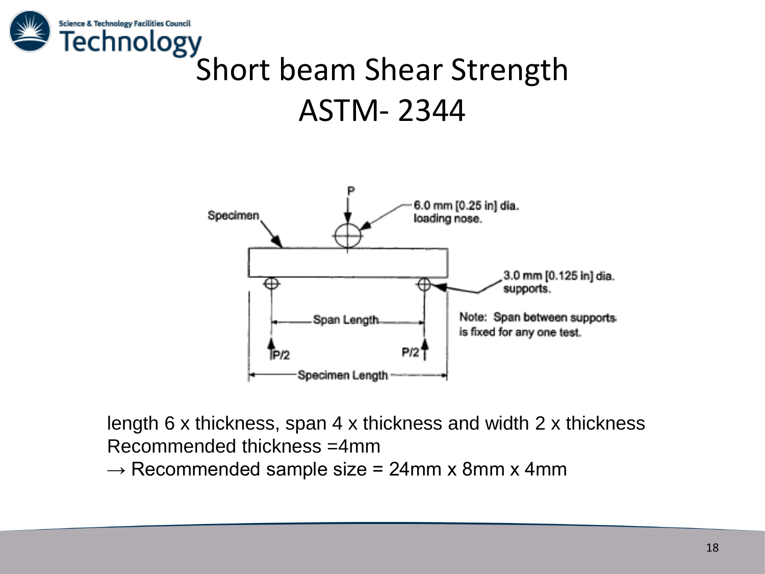# Short beam Shear Strength ASTM- 2344

Specimen

P

6.0 mm [0.25 in] dia. loading nose.

3.0 mm [0.125 in] dia. supports.

Span Length

Note: Span between supports is fixed for any one test.

P/2

P/2

Specimen Length

length 6 x thickness, span 4 x thickness and width 2 x thickness
Recommended thickness =4mm
→ Recommended sample size = 24mm x 8mm x 4mm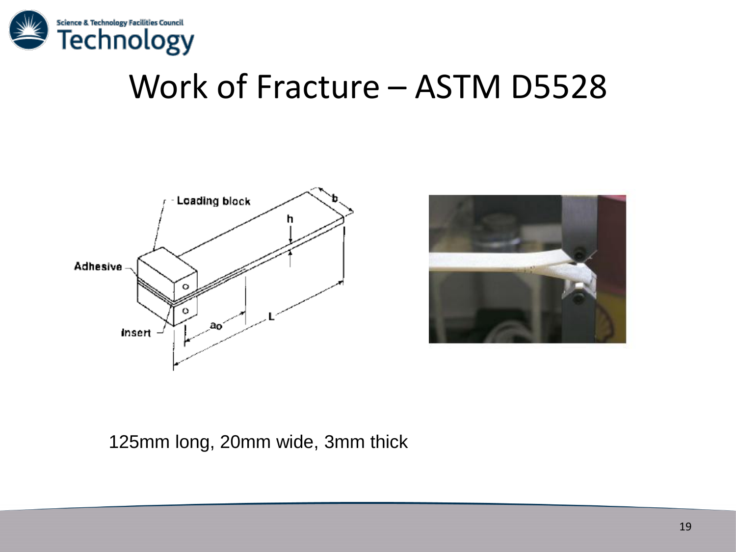# Work of Fracture – ASTM D5528

125mm long, 20mm wide, 3mm thick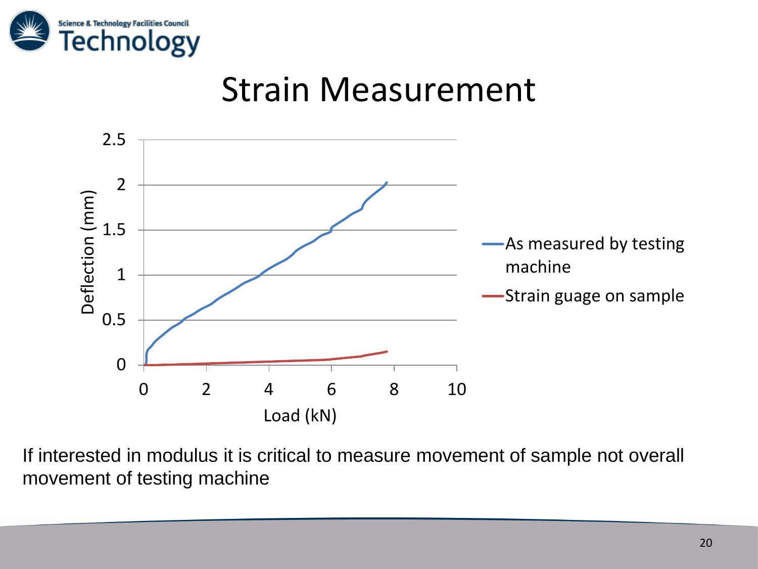# Strain Measurement

Deflection (mm)

2.5
2
1.5
1
0.5
0

0 2 4 6 8 10

Load (kN)

As measured by testing machine

Strain guage on sample

If interested in modulus it is critical to measure movement of sample not overall movement of testing machine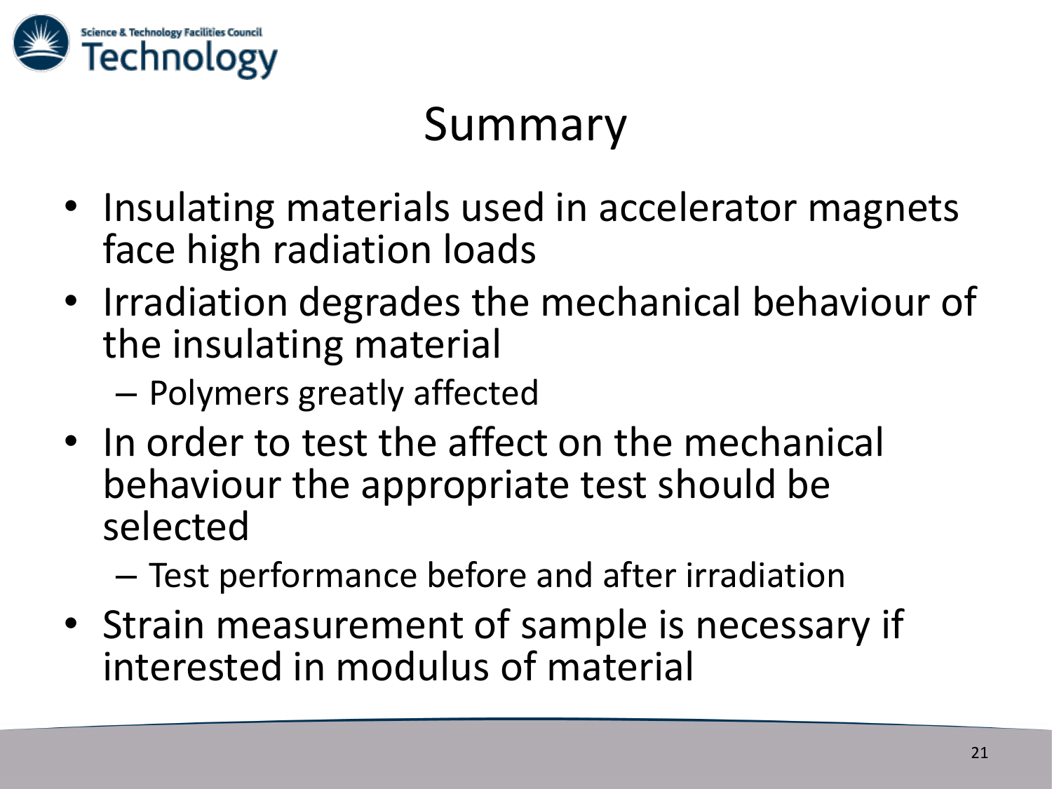# Summary

- Insulating materials used in accelerator magnets face high radiation loads
- Irradiation degrades the mechanical behaviour of the insulating material
  - Polymers greatly affected
- In order to test the affect on the mechanical behaviour the appropriate test should be selected
  - Test performance before and after irradiation
- Strain measurement of sample is necessary if interested in modulus of material